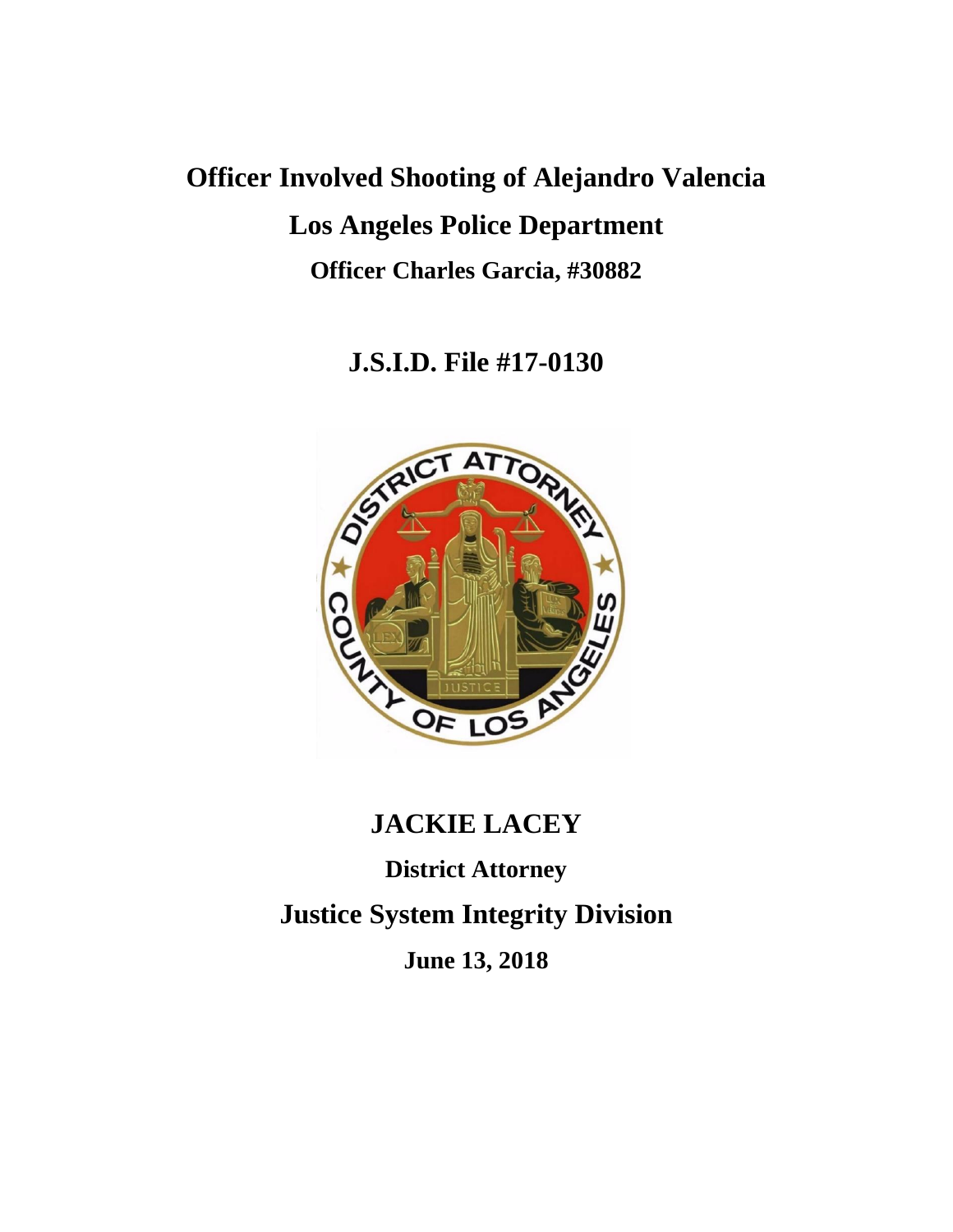# Officer Involved Shooting of Alejandro Valencia

## Los Angeles Police Department

### Officer Charles Garcia, #30882

## J.S.I.D. File #17-0130

## JACKIE LACEY

### District Attorney

## Justice System Integrity Division

### June 13, 2018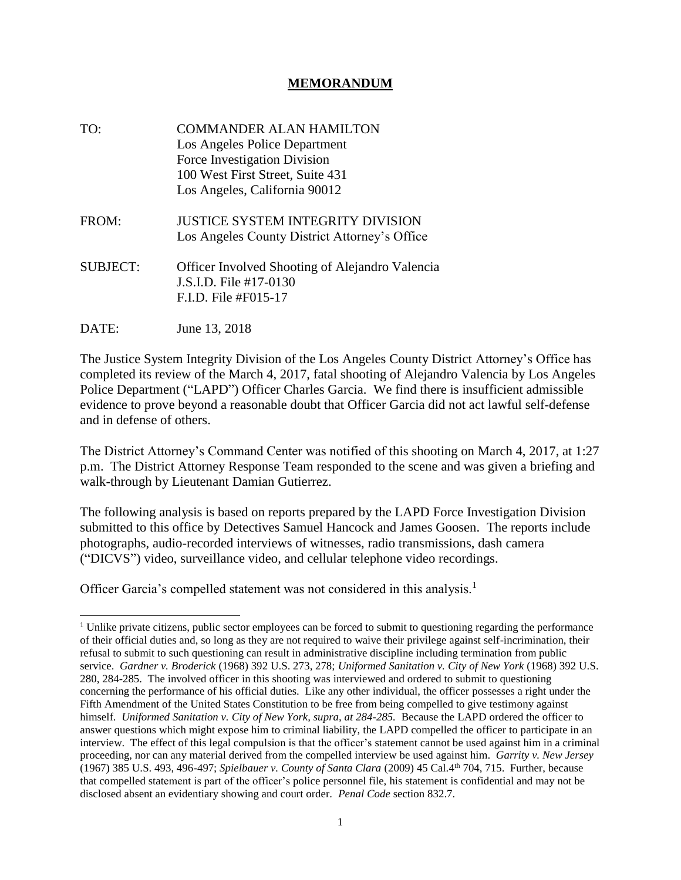# MEMORANDUM

TO: COMMANDER ALAN HAMILTON
Los Angeles Police Department
Force Investigation Division
100 West First Street, Suite 431
Los Angeles, California 90012

FROM: JUSTICE SYSTEM INTEGRITY DIVISION
Los Angeles County District Attorney's Office

SUBJECT: Officer Involved Shooting of Alejandro Valencia
J.S.I.D. File #17-0130
F.I.D. File #F015-17

DATE: June 13, 2018

The Justice System Integrity Division of the Los Angeles County District Attorney's Office has completed its review of the March 4, 2017, fatal shooting of Alejandro Valencia by Los Angeles Police Department ("LAPD") Officer Charles Garcia. We find there is insufficient admissible evidence to prove beyond a reasonable doubt that Officer Garcia did not act lawful self-defense and in defense of others.

The District Attorney's Command Center was notified of this shooting on March 4, 2017, at 1:27 p.m. The District Attorney Response Team responded to the scene and was given a briefing and walk-through by Lieutenant Damian Gutierrez.

The following analysis is based on reports prepared by the LAPD Force Investigation Division submitted to this office by Detectives Samuel Hancock and James Goosen. The reports include photographs, audio-recorded interviews of witnesses, radio transmissions, dash camera ("DICVS") video, surveillance video, and cellular telephone video recordings.

Officer Garcia's compelled statement was not considered in this analysis.[1]

[1] Unlike private citizens, public sector employees can be forced to submit to questioning regarding the performance of their official duties and, so long as they are not required to waive their privilege against self-incrimination, their refusal to submit to such questioning can result in administrative discipline including termination from public service. *Gardner v. Broderick* (1968) 392 U.S. 273, 278; *Uniformed Sanitation v. City of New York* (1968) 392 U.S. 280, 284-285. The involved officer in this shooting was interviewed and ordered to submit to questioning concerning the performance of his official duties. Like any other individual, the officer possesses a right under the Fifth Amendment of the United States Constitution to be free from being compelled to give testimony against himself. *Uniformed Sanitation v. City of New York, supra, at 284-285.* Because the LAPD ordered the officer to answer questions which might expose him to criminal liability, the LAPD compelled the officer to participate in an interview. The effect of this legal compulsion is that the officer's statement cannot be used against him in a criminal proceeding, nor can any material derived from the compelled interview be used against him. *Garrity v. New Jersey* (1967) 385 U.S. 493, 496-497; *Spielbauer v. County of Santa Clara* (2009) 45 Cal.4th 704, 715. Further, because that compelled statement is part of the officer's police personnel file, his statement is confidential and may not be disclosed absent an evidentiary showing and court order. *Penal Code* section 832.7.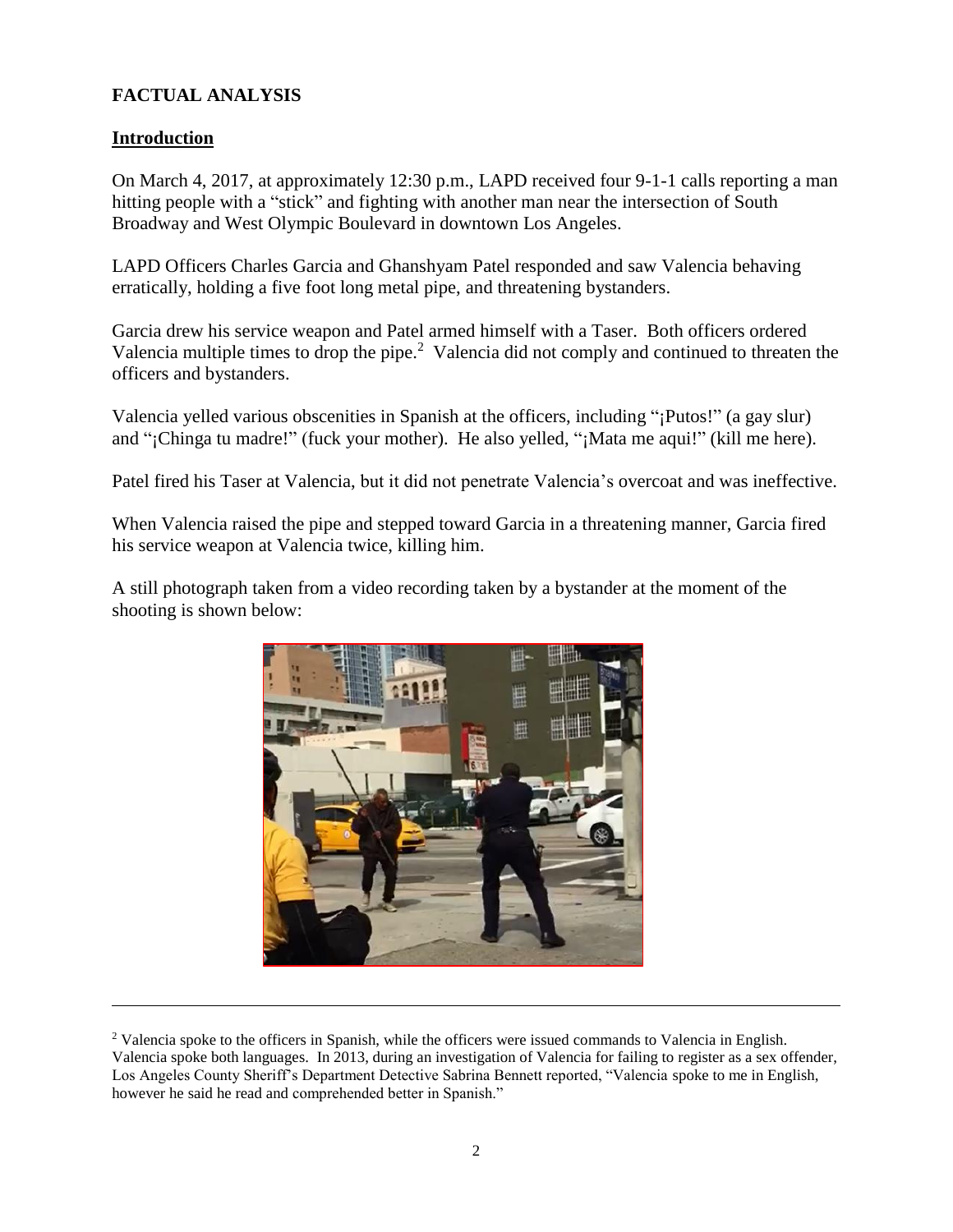## **FACTUAL ANALYSIS**

### **Introduction**

On March 4, 2017, at approximately 12:30 p.m., LAPD received four 9-1-1 calls reporting a man hitting people with a "stick" and fighting with another man near the intersection of South Broadway and West Olympic Boulevard in downtown Los Angeles.

LAPD Officers Charles Garcia and Ghanshyam Patel responded and saw Valencia behaving erratically, holding a five foot long metal pipe, and threatening bystanders.

Garcia drew his service weapon and Patel armed himself with a Taser. Both officers ordered Valencia multiple times to drop the pipe.[2] Valencia did not comply and continued to threaten the officers and bystanders.

Valencia yelled various obscenities in Spanish at the officers, including "¡Putos!" (a gay slur) and "¡Chinga tu madre!" (fuck your mother). He also yelled, "¡Mata me aqui!" (kill me here).

Patel fired his Taser at Valencia, but it did not penetrate Valencia's overcoat and was ineffective.

When Valencia raised the pipe and stepped toward Garcia in a threatening manner, Garcia fired his service weapon at Valencia twice, killing him.

A still photograph taken from a video recording taken by a bystander at the moment of the shooting is shown below:

---

[2] Valencia spoke to the officers in Spanish, while the officers were issued commands to Valencia in English. Valencia spoke both languages. In 2013, during an investigation of Valencia for failing to register as a sex offender, Los Angeles County Sheriff's Department Detective Sabrina Bennett reported, "Valencia spoke to me in English, however he said he read and comprehended better in Spanish."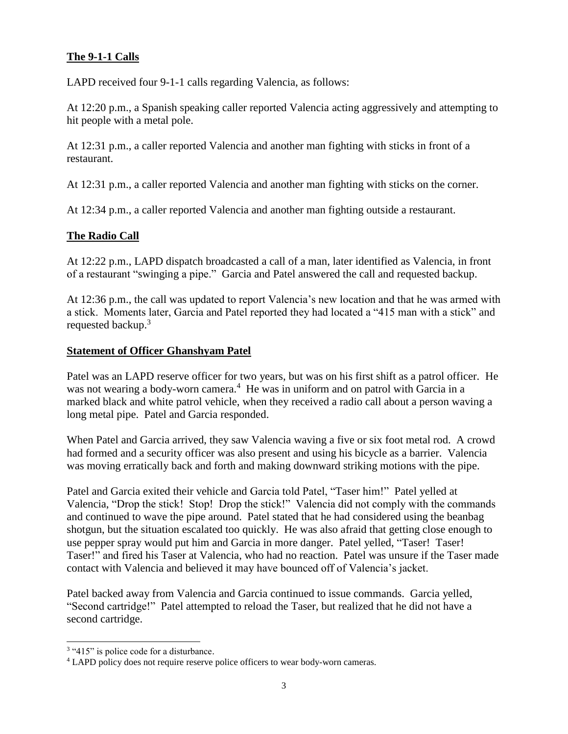## The 9-1-1 Calls

LAPD received four 9-1-1 calls regarding Valencia, as follows:

At 12:20 p.m., a Spanish speaking caller reported Valencia acting aggressively and attempting to hit people with a metal pole.

At 12:31 p.m., a caller reported Valencia and another man fighting with sticks in front of a restaurant.

At 12:31 p.m., a caller reported Valencia and another man fighting with sticks on the corner.

At 12:34 p.m., a caller reported Valencia and another man fighting outside a restaurant.

## The Radio Call

At 12:22 p.m., LAPD dispatch broadcasted a call of a man, later identified as Valencia, in front of a restaurant "swinging a pipe." Garcia and Patel answered the call and requested backup.

At 12:36 p.m., the call was updated to report Valencia's new location and that he was armed with a stick. Moments later, Garcia and Patel reported they had located a "415 man with a stick" and requested backup.[3]

## Statement of Officer Ghanshyam Patel

Patel was an LAPD reserve officer for two years, but was on his first shift as a patrol officer. He was not wearing a body-worn camera.[4] He was in uniform and on patrol with Garcia in a marked black and white patrol vehicle, when they received a radio call about a person waving a long metal pipe. Patel and Garcia responded.

When Patel and Garcia arrived, they saw Valencia waving a five or six foot metal rod. A crowd had formed and a security officer was also present and using his bicycle as a barrier. Valencia was moving erratically back and forth and making downward striking motions with the pipe.

Patel and Garcia exited their vehicle and Garcia told Patel, "Taser him!" Patel yelled at Valencia, "Drop the stick! Stop! Drop the stick!" Valencia did not comply with the commands and continued to wave the pipe around. Patel stated that he had considered using the beanbag shotgun, but the situation escalated too quickly. He was also afraid that getting close enough to use pepper spray would put him and Garcia in more danger. Patel yelled, "Taser! Taser! Taser!" and fired his Taser at Valencia, who had no reaction. Patel was unsure if the Taser made contact with Valencia and believed it may have bounced off of Valencia's jacket.

Patel backed away from Valencia and Garcia continued to issue commands. Garcia yelled, "Second cartridge!" Patel attempted to reload the Taser, but realized that he did not have a second cartridge.

---

[3] "415" is police code for a disturbance.

[4] LAPD policy does not require reserve police officers to wear body-worn cameras.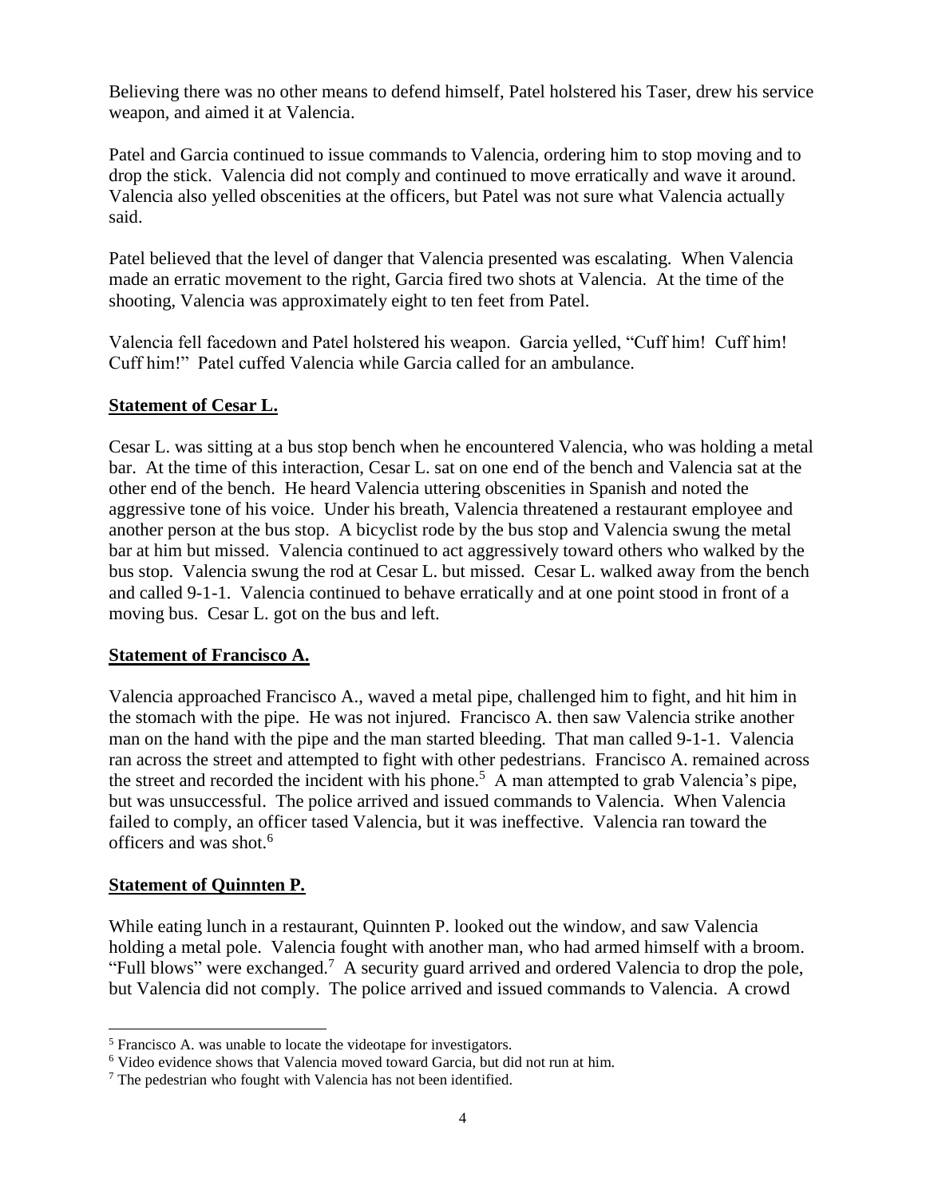Believing there was no other means to defend himself, Patel holstered his Taser, drew his service weapon, and aimed it at Valencia.

Patel and Garcia continued to issue commands to Valencia, ordering him to stop moving and to drop the stick. Valencia did not comply and continued to move erratically and wave it around. Valencia also yelled obscenities at the officers, but Patel was not sure what Valencia actually said.

Patel believed that the level of danger that Valencia presented was escalating. When Valencia made an erratic movement to the right, Garcia fired two shots at Valencia. At the time of the shooting, Valencia was approximately eight to ten feet from Patel.

Valencia fell facedown and Patel holstered his weapon. Garcia yelled, "Cuff him! Cuff him! Cuff him!" Patel cuffed Valencia while Garcia called for an ambulance.

## **Statement of Cesar L.**

Cesar L. was sitting at a bus stop bench when he encountered Valencia, who was holding a metal bar. At the time of this interaction, Cesar L. sat on one end of the bench and Valencia sat at the other end of the bench. He heard Valencia uttering obscenities in Spanish and noted the aggressive tone of his voice. Under his breath, Valencia threatened a restaurant employee and another person at the bus stop. A bicyclist rode by the bus stop and Valencia swung the metal bar at him but missed. Valencia continued to act aggressively toward others who walked by the bus stop. Valencia swung the rod at Cesar L. but missed. Cesar L. walked away from the bench and called 9-1-1. Valencia continued to behave erratically and at one point stood in front of a moving bus. Cesar L. got on the bus and left.

## **Statement of Francisco A.**

Valencia approached Francisco A., waved a metal pipe, challenged him to fight, and hit him in the stomach with the pipe. He was not injured. Francisco A. then saw Valencia strike another man on the hand with the pipe and the man started bleeding. That man called 9-1-1. Valencia ran across the street and attempted to fight with other pedestrians. Francisco A. remained across the street and recorded the incident with his phone.[5] A man attempted to grab Valencia's pipe, but was unsuccessful. The police arrived and issued commands to Valencia. When Valencia failed to comply, an officer tased Valencia, but it was ineffective. Valencia ran toward the officers and was shot.[6]

## **Statement of Quinnten P.**

While eating lunch in a restaurant, Quinnten P. looked out the window, and saw Valencia holding a metal pole. Valencia fought with another man, who had armed himself with a broom. "Full blows" were exchanged.[7] A security guard arrived and ordered Valencia to drop the pole, but Valencia did not comply. The police arrived and issued commands to Valencia. A crowd

---

[5] Francisco A. was unable to locate the videotape for investigators.

[6] Video evidence shows that Valencia moved toward Garcia, but did not run at him.

[7] The pedestrian who fought with Valencia has not been identified.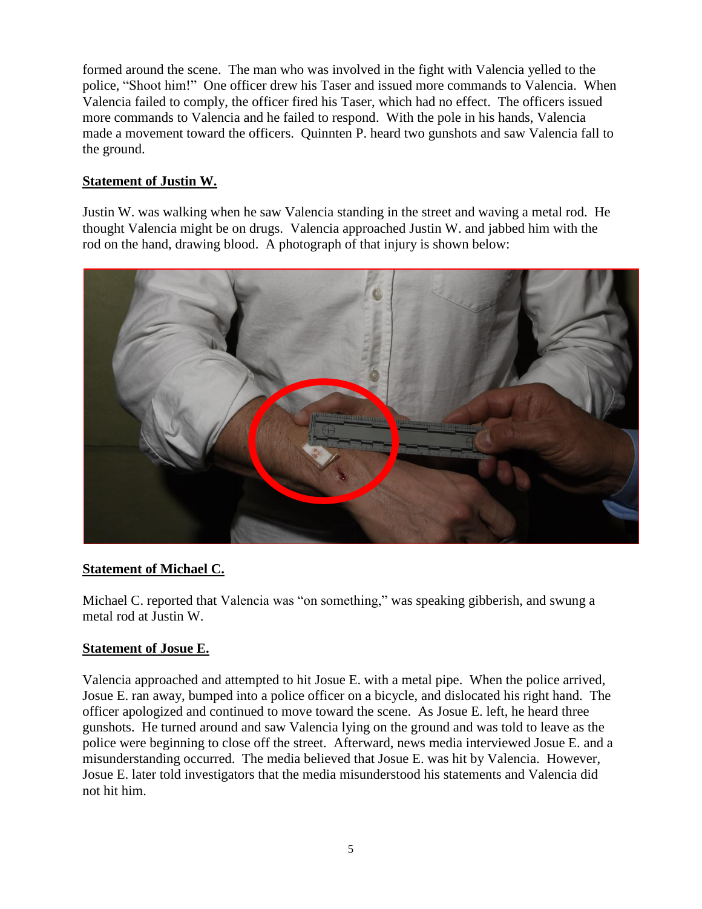formed around the scene. The man who was involved in the fight with Valencia yelled to the police, "Shoot him!" One officer drew his Taser and issued more commands to Valencia. When Valencia failed to comply, the officer fired his Taser, which had no effect. The officers issued more commands to Valencia and he failed to respond. With the pole in his hands, Valencia made a movement toward the officers. Quinnten P. heard two gunshots and saw Valencia fall to the ground.

**Statement of Justin W.**

Justin W. was walking when he saw Valencia standing in the street and waving a metal rod. He thought Valencia might be on drugs. Valencia approached Justin W. and jabbed him with the rod on the hand, drawing blood. A photograph of that injury is shown below:

**Statement of Michael C.**

Michael C. reported that Valencia was "on something," was speaking gibberish, and swung a metal rod at Justin W.

**Statement of Josue E.**

Valencia approached and attempted to hit Josue E. with a metal pipe. When the police arrived, Josue E. ran away, bumped into a police officer on a bicycle, and dislocated his right hand. The officer apologized and continued to move toward the scene. As Josue E. left, he heard three gunshots. He turned around and saw Valencia lying on the ground and was told to leave as the police were beginning to close off the street. Afterward, news media interviewed Josue E. and a misunderstanding occurred. The media believed that Josue E. was hit by Valencia. However, Josue E. later told investigators that the media misunderstood his statements and Valencia did not hit him.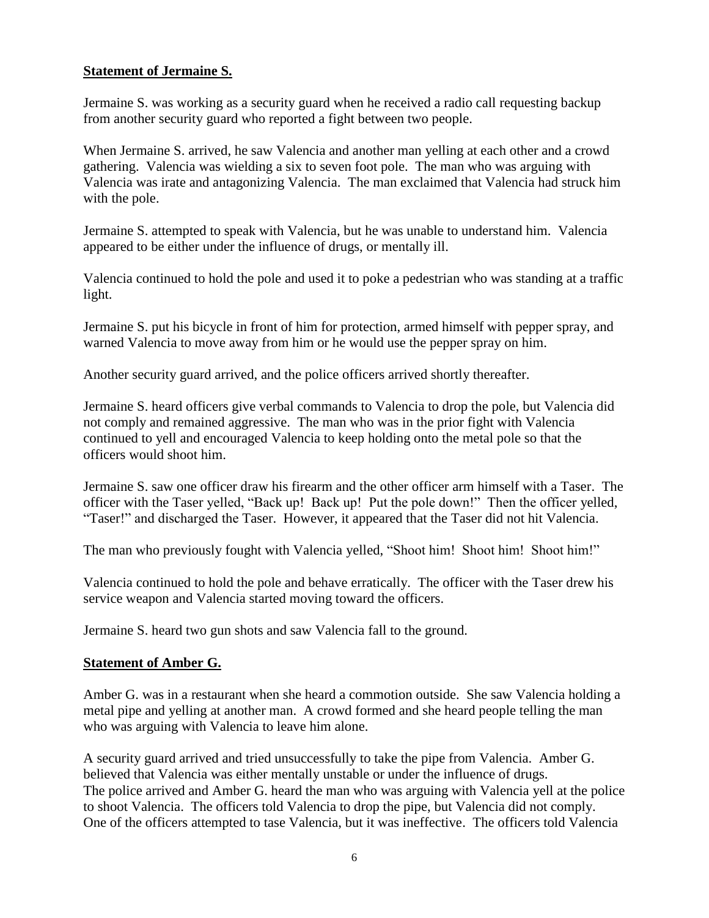**Statement of Jermaine S.**

Jermaine S. was working as a security guard when he received a radio call requesting backup from another security guard who reported a fight between two people.

When Jermaine S. arrived, he saw Valencia and another man yelling at each other and a crowd gathering. Valencia was wielding a six to seven foot pole. The man who was arguing with Valencia was irate and antagonizing Valencia. The man exclaimed that Valencia had struck him with the pole.

Jermaine S. attempted to speak with Valencia, but he was unable to understand him. Valencia appeared to be either under the influence of drugs, or mentally ill.

Valencia continued to hold the pole and used it to poke a pedestrian who was standing at a traffic light.

Jermaine S. put his bicycle in front of him for protection, armed himself with pepper spray, and warned Valencia to move away from him or he would use the pepper spray on him.

Another security guard arrived, and the police officers arrived shortly thereafter.

Jermaine S. heard officers give verbal commands to Valencia to drop the pole, but Valencia did not comply and remained aggressive. The man who was in the prior fight with Valencia continued to yell and encouraged Valencia to keep holding onto the metal pole so that the officers would shoot him.

Jermaine S. saw one officer draw his firearm and the other officer arm himself with a Taser. The officer with the Taser yelled, "Back up! Back up! Put the pole down!" Then the officer yelled, "Taser!" and discharged the Taser. However, it appeared that the Taser did not hit Valencia.

The man who previously fought with Valencia yelled, "Shoot him! Shoot him! Shoot him!"

Valencia continued to hold the pole and behave erratically. The officer with the Taser drew his service weapon and Valencia started moving toward the officers.

Jermaine S. heard two gun shots and saw Valencia fall to the ground.

**Statement of Amber G.**

Amber G. was in a restaurant when she heard a commotion outside. She saw Valencia holding a metal pipe and yelling at another man. A crowd formed and she heard people telling the man who was arguing with Valencia to leave him alone.

A security guard arrived and tried unsuccessfully to take the pipe from Valencia. Amber G. believed that Valencia was either mentally unstable or under the influence of drugs. The police arrived and Amber G. heard the man who was arguing with Valencia yell at the police to shoot Valencia. The officers told Valencia to drop the pipe, but Valencia did not comply. One of the officers attempted to tase Valencia, but it was ineffective. The officers told Valencia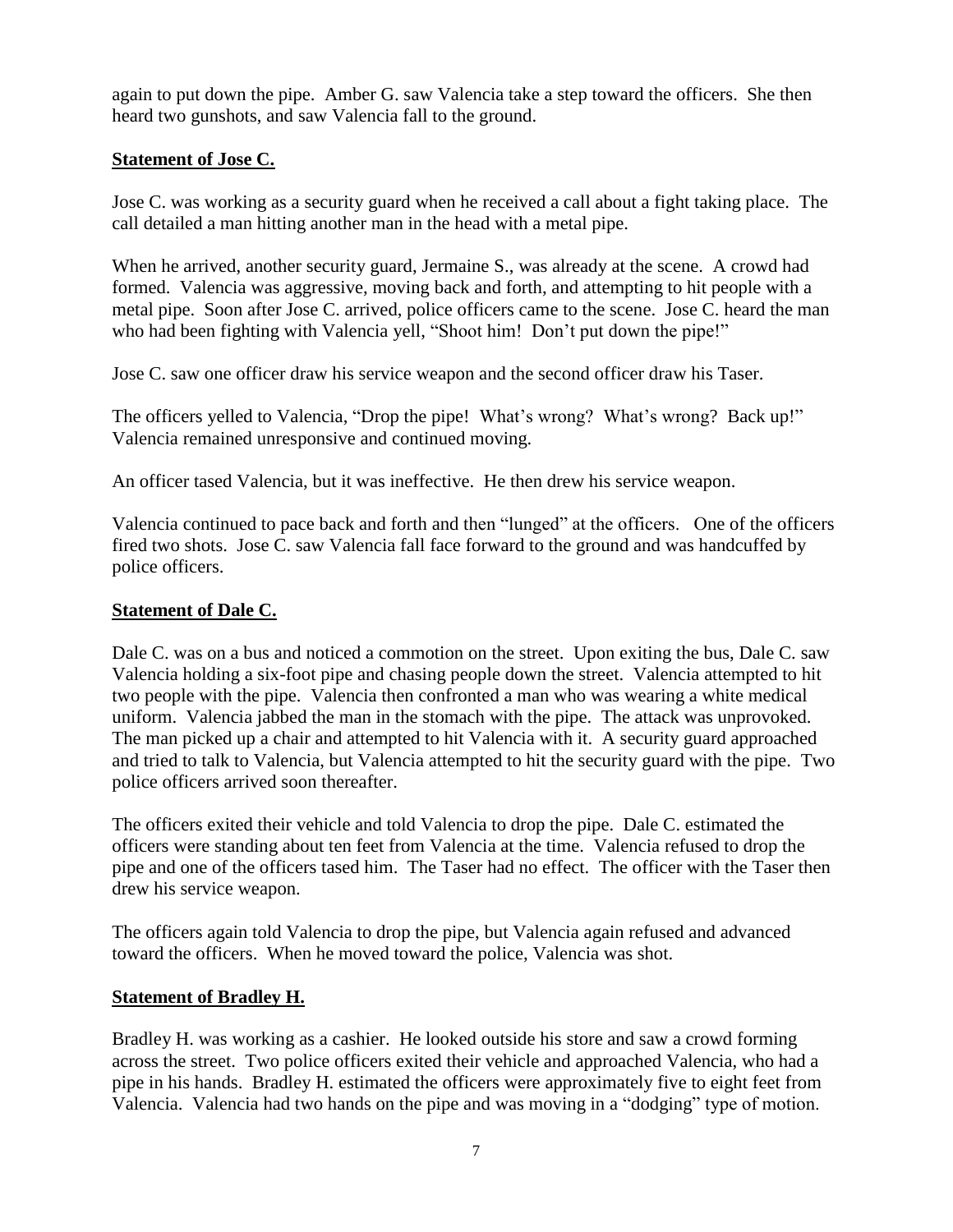again to put down the pipe. Amber G. saw Valencia take a step toward the officers. She then heard two gunshots, and saw Valencia fall to the ground.

**Statement of Jose C.**

Jose C. was working as a security guard when he received a call about a fight taking place. The call detailed a man hitting another man in the head with a metal pipe.

When he arrived, another security guard, Jermaine S., was already at the scene. A crowd had formed. Valencia was aggressive, moving back and forth, and attempting to hit people with a metal pipe. Soon after Jose C. arrived, police officers came to the scene. Jose C. heard the man who had been fighting with Valencia yell, "Shoot him! Don't put down the pipe!"

Jose C. saw one officer draw his service weapon and the second officer draw his Taser.

The officers yelled to Valencia, "Drop the pipe! What's wrong? What's wrong? Back up!" Valencia remained unresponsive and continued moving.

An officer tased Valencia, but it was ineffective. He then drew his service weapon.

Valencia continued to pace back and forth and then "lunged" at the officers. One of the officers fired two shots. Jose C. saw Valencia fall face forward to the ground and was handcuffed by police officers.

**Statement of Dale C.**

Dale C. was on a bus and noticed a commotion on the street. Upon exiting the bus, Dale C. saw Valencia holding a six-foot pipe and chasing people down the street. Valencia attempted to hit two people with the pipe. Valencia then confronted a man who was wearing a white medical uniform. Valencia jabbed the man in the stomach with the pipe. The attack was unprovoked. The man picked up a chair and attempted to hit Valencia with it. A security guard approached and tried to talk to Valencia, but Valencia attempted to hit the security guard with the pipe. Two police officers arrived soon thereafter.

The officers exited their vehicle and told Valencia to drop the pipe. Dale C. estimated the officers were standing about ten feet from Valencia at the time. Valencia refused to drop the pipe and one of the officers tased him. The Taser had no effect. The officer with the Taser then drew his service weapon.

The officers again told Valencia to drop the pipe, but Valencia again refused and advanced toward the officers. When he moved toward the police, Valencia was shot.

**Statement of Bradley H.**

Bradley H. was working as a cashier. He looked outside his store and saw a crowd forming across the street. Two police officers exited their vehicle and approached Valencia, who had a pipe in his hands. Bradley H. estimated the officers were approximately five to eight feet from Valencia. Valencia had two hands on the pipe and was moving in a "dodging" type of motion.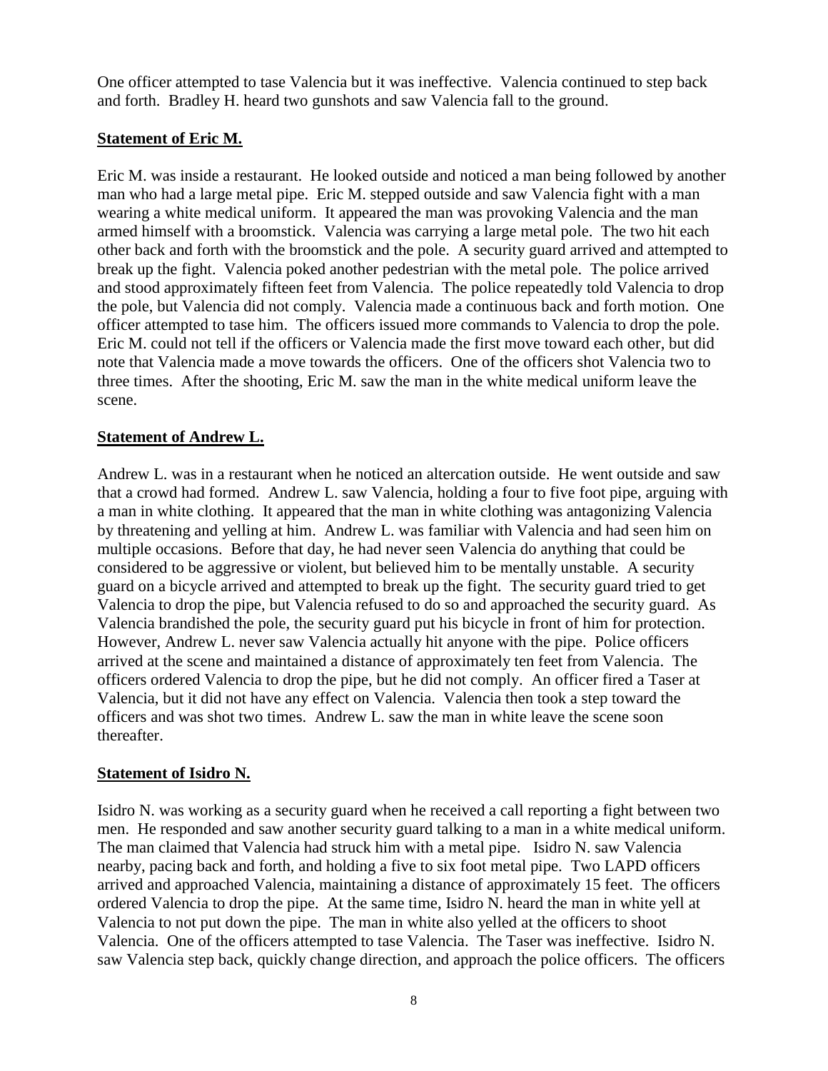One officer attempted to tase Valencia but it was ineffective. Valencia continued to step back and forth. Bradley H. heard two gunshots and saw Valencia fall to the ground.

**Statement of Eric M.**

Eric M. was inside a restaurant. He looked outside and noticed a man being followed by another man who had a large metal pipe. Eric M. stepped outside and saw Valencia fight with a man wearing a white medical uniform. It appeared the man was provoking Valencia and the man armed himself with a broomstick. Valencia was carrying a large metal pole. The two hit each other back and forth with the broomstick and the pole. A security guard arrived and attempted to break up the fight. Valencia poked another pedestrian with the metal pole. The police arrived and stood approximately fifteen feet from Valencia. The police repeatedly told Valencia to drop the pole, but Valencia did not comply. Valencia made a continuous back and forth motion. One officer attempted to tase him. The officers issued more commands to Valencia to drop the pole. Eric M. could not tell if the officers or Valencia made the first move toward each other, but did note that Valencia made a move towards the officers. One of the officers shot Valencia two to three times. After the shooting, Eric M. saw the man in the white medical uniform leave the scene.

**Statement of Andrew L.**

Andrew L. was in a restaurant when he noticed an altercation outside. He went outside and saw that a crowd had formed. Andrew L. saw Valencia, holding a four to five foot pipe, arguing with a man in white clothing. It appeared that the man in white clothing was antagonizing Valencia by threatening and yelling at him. Andrew L. was familiar with Valencia and had seen him on multiple occasions. Before that day, he had never seen Valencia do anything that could be considered to be aggressive or violent, but believed him to be mentally unstable. A security guard on a bicycle arrived and attempted to break up the fight. The security guard tried to get Valencia to drop the pipe, but Valencia refused to do so and approached the security guard. As Valencia brandished the pole, the security guard put his bicycle in front of him for protection. However, Andrew L. never saw Valencia actually hit anyone with the pipe. Police officers arrived at the scene and maintained a distance of approximately ten feet from Valencia. The officers ordered Valencia to drop the pipe, but he did not comply. An officer fired a Taser at Valencia, but it did not have any effect on Valencia. Valencia then took a step toward the officers and was shot two times. Andrew L. saw the man in white leave the scene soon thereafter.

**Statement of Isidro N.**

Isidro N. was working as a security guard when he received a call reporting a fight between two men. He responded and saw another security guard talking to a man in a white medical uniform. The man claimed that Valencia had struck him with a metal pipe. Isidro N. saw Valencia nearby, pacing back and forth, and holding a five to six foot metal pipe. Two LAPD officers arrived and approached Valencia, maintaining a distance of approximately 15 feet. The officers ordered Valencia to drop the pipe. At the same time, Isidro N. heard the man in white yell at Valencia to not put down the pipe. The man in white also yelled at the officers to shoot Valencia. One of the officers attempted to tase Valencia. The Taser was ineffective. Isidro N. saw Valencia step back, quickly change direction, and approach the police officers. The officers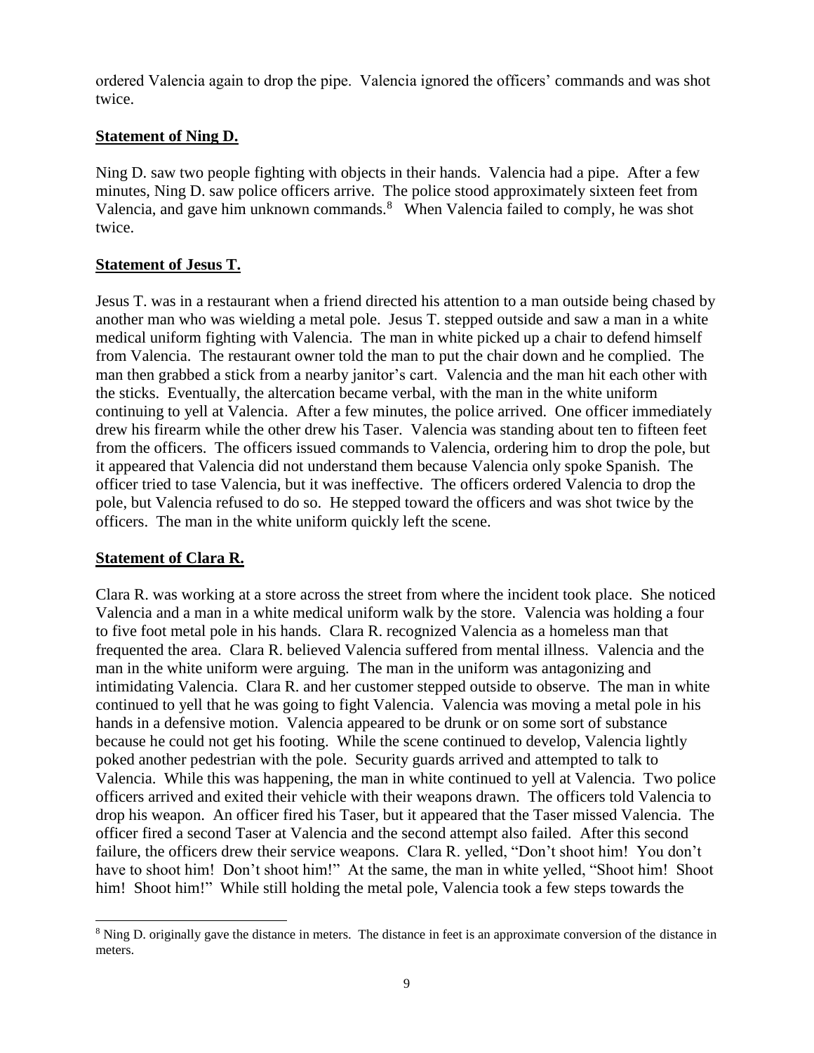ordered Valencia again to drop the pipe. Valencia ignored the officers' commands and was shot twice.

**Statement of Ning D.**

Ning D. saw two people fighting with objects in their hands. Valencia had a pipe. After a few minutes, Ning D. saw police officers arrive. The police stood approximately sixteen feet from Valencia, and gave him unknown commands.[8] When Valencia failed to comply, he was shot twice.

**Statement of Jesus T.**

Jesus T. was in a restaurant when a friend directed his attention to a man outside being chased by another man who was wielding a metal pole. Jesus T. stepped outside and saw a man in a white medical uniform fighting with Valencia. The man in white picked up a chair to defend himself from Valencia. The restaurant owner told the man to put the chair down and he complied. The man then grabbed a stick from a nearby janitor's cart. Valencia and the man hit each other with the sticks. Eventually, the altercation became verbal, with the man in the white uniform continuing to yell at Valencia. After a few minutes, the police arrived. One officer immediately drew his firearm while the other drew his Taser. Valencia was standing about ten to fifteen feet from the officers. The officers issued commands to Valencia, ordering him to drop the pole, but it appeared that Valencia did not understand them because Valencia only spoke Spanish. The officer tried to tase Valencia, but it was ineffective. The officers ordered Valencia to drop the pole, but Valencia refused to do so. He stepped toward the officers and was shot twice by the officers. The man in the white uniform quickly left the scene.

**Statement of Clara R.**

Clara R. was working at a store across the street from where the incident took place. She noticed Valencia and a man in a white medical uniform walk by the store. Valencia was holding a four to five foot metal pole in his hands. Clara R. recognized Valencia as a homeless man that frequented the area. Clara R. believed Valencia suffered from mental illness. Valencia and the man in the white uniform were arguing. The man in the uniform was antagonizing and intimidating Valencia. Clara R. and her customer stepped outside to observe. The man in white continued to yell that he was going to fight Valencia. Valencia was moving a metal pole in his hands in a defensive motion. Valencia appeared to be drunk or on some sort of substance because he could not get his footing. While the scene continued to develop, Valencia lightly poked another pedestrian with the pole. Security guards arrived and attempted to talk to Valencia. While this was happening, the man in white continued to yell at Valencia. Two police officers arrived and exited their vehicle with their weapons drawn. The officers told Valencia to drop his weapon. An officer fired his Taser, but it appeared that the Taser missed Valencia. The officer fired a second Taser at Valencia and the second attempt also failed. After this second failure, the officers drew their service weapons. Clara R. yelled, "Don't shoot him! You don't have to shoot him! Don't shoot him!" At the same, the man in white yelled, "Shoot him! Shoot him! Shoot him!" While still holding the metal pole, Valencia took a few steps towards the

---

[8] Ning D. originally gave the distance in meters. The distance in feet is an approximate conversion of the distance in meters.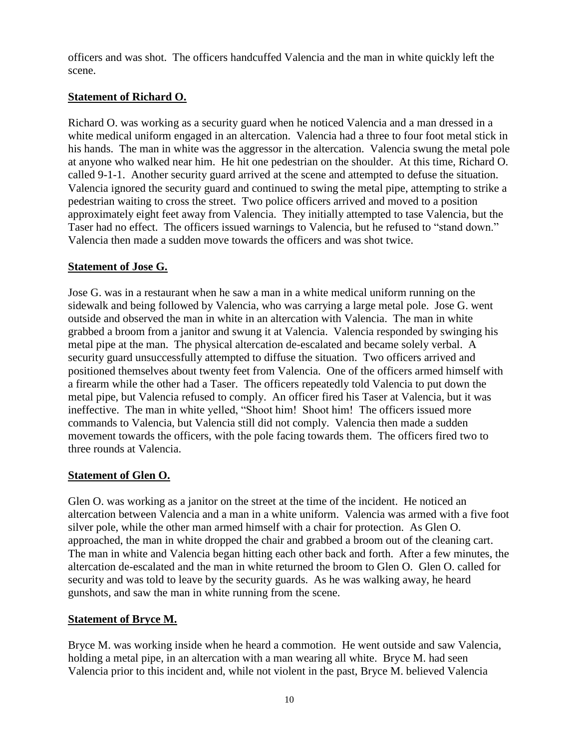officers and was shot. The officers handcuffed Valencia and the man in white quickly left the scene.

**Statement of Richard O.**

Richard O. was working as a security guard when he noticed Valencia and a man dressed in a white medical uniform engaged in an altercation. Valencia had a three to four foot metal stick in his hands. The man in white was the aggressor in the altercation. Valencia swung the metal pole at anyone who walked near him. He hit one pedestrian on the shoulder. At this time, Richard O. called 9-1-1. Another security guard arrived at the scene and attempted to defuse the situation. Valencia ignored the security guard and continued to swing the metal pipe, attempting to strike a pedestrian waiting to cross the street. Two police officers arrived and moved to a position approximately eight feet away from Valencia. They initially attempted to tase Valencia, but the Taser had no effect. The officers issued warnings to Valencia, but he refused to "stand down." Valencia then made a sudden move towards the officers and was shot twice.

**Statement of Jose G.**

Jose G. was in a restaurant when he saw a man in a white medical uniform running on the sidewalk and being followed by Valencia, who was carrying a large metal pole. Jose G. went outside and observed the man in white in an altercation with Valencia. The man in white grabbed a broom from a janitor and swung it at Valencia. Valencia responded by swinging his metal pipe at the man. The physical altercation de-escalated and became solely verbal. A security guard unsuccessfully attempted to diffuse the situation. Two officers arrived and positioned themselves about twenty feet from Valencia. One of the officers armed himself with a firearm while the other had a Taser. The officers repeatedly told Valencia to put down the metal pipe, but Valencia refused to comply. An officer fired his Taser at Valencia, but it was ineffective. The man in white yelled, "Shoot him! Shoot him! The officers issued more commands to Valencia, but Valencia still did not comply. Valencia then made a sudden movement towards the officers, with the pole facing towards them. The officers fired two to three rounds at Valencia.

**Statement of Glen O.**

Glen O. was working as a janitor on the street at the time of the incident. He noticed an altercation between Valencia and a man in a white uniform. Valencia was armed with a five foot silver pole, while the other man armed himself with a chair for protection. As Glen O. approached, the man in white dropped the chair and grabbed a broom out of the cleaning cart. The man in white and Valencia began hitting each other back and forth. After a few minutes, the altercation de-escalated and the man in white returned the broom to Glen O. Glen O. called for security and was told to leave by the security guards. As he was walking away, he heard gunshots, and saw the man in white running from the scene.

**Statement of Bryce M.**

Bryce M. was working inside when he heard a commotion. He went outside and saw Valencia, holding a metal pipe, in an altercation with a man wearing all white. Bryce M. had seen Valencia prior to this incident and, while not violent in the past, Bryce M. believed Valencia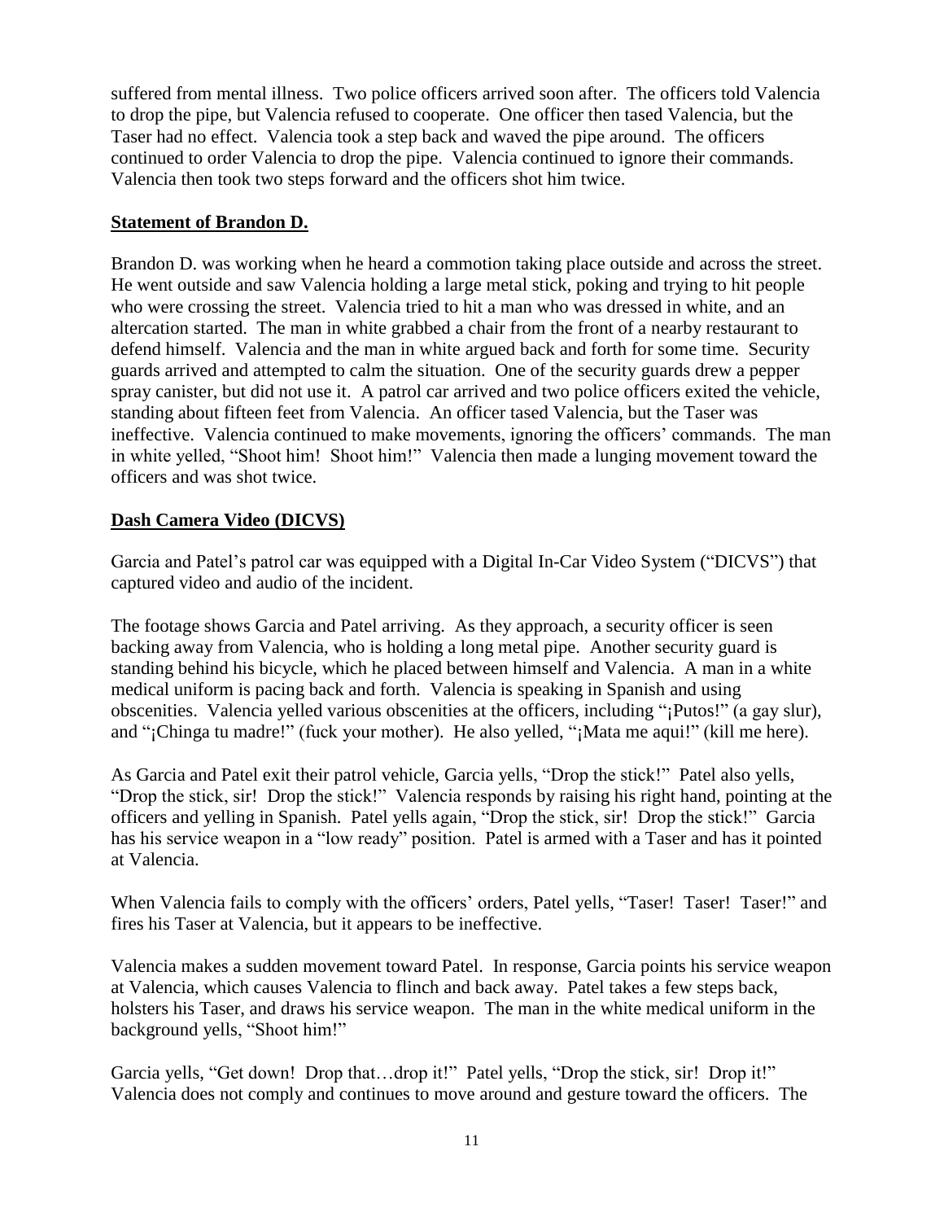suffered from mental illness. Two police officers arrived soon after. The officers told Valencia to drop the pipe, but Valencia refused to cooperate. One officer then tased Valencia, but the Taser had no effect. Valencia took a step back and waved the pipe around. The officers continued to order Valencia to drop the pipe. Valencia continued to ignore their commands. Valencia then took two steps forward and the officers shot him twice.

**Statement of Brandon D.**

Brandon D. was working when he heard a commotion taking place outside and across the street. He went outside and saw Valencia holding a large metal stick, poking and trying to hit people who were crossing the street. Valencia tried to hit a man who was dressed in white, and an altercation started. The man in white grabbed a chair from the front of a nearby restaurant to defend himself. Valencia and the man in white argued back and forth for some time. Security guards arrived and attempted to calm the situation. One of the security guards drew a pepper spray canister, but did not use it. A patrol car arrived and two police officers exited the vehicle, standing about fifteen feet from Valencia. An officer tased Valencia, but the Taser was ineffective. Valencia continued to make movements, ignoring the officers' commands. The man in white yelled, "Shoot him! Shoot him!" Valencia then made a lunging movement toward the officers and was shot twice.

**Dash Camera Video (DICVS)**

Garcia and Patel's patrol car was equipped with a Digital In-Car Video System ("DICVS") that captured video and audio of the incident.

The footage shows Garcia and Patel arriving. As they approach, a security officer is seen backing away from Valencia, who is holding a long metal pipe. Another security guard is standing behind his bicycle, which he placed between himself and Valencia. A man in a white medical uniform is pacing back and forth. Valencia is speaking in Spanish and using obscenities. Valencia yelled various obscenities at the officers, including "¡Putos!" (a gay slur), and "¡Chinga tu madre!" (fuck your mother). He also yelled, "¡Mata me aqui!" (kill me here).

As Garcia and Patel exit their patrol vehicle, Garcia yells, "Drop the stick!" Patel also yells, "Drop the stick, sir! Drop the stick!" Valencia responds by raising his right hand, pointing at the officers and yelling in Spanish. Patel yells again, "Drop the stick, sir! Drop the stick!" Garcia has his service weapon in a "low ready" position. Patel is armed with a Taser and has it pointed at Valencia.

When Valencia fails to comply with the officers' orders, Patel yells, "Taser! Taser! Taser!" and fires his Taser at Valencia, but it appears to be ineffective.

Valencia makes a sudden movement toward Patel. In response, Garcia points his service weapon at Valencia, which causes Valencia to flinch and back away. Patel takes a few steps back, holsters his Taser, and draws his service weapon. The man in the white medical uniform in the background yells, "Shoot him!"

Garcia yells, "Get down! Drop that…drop it!" Patel yells, "Drop the stick, sir! Drop it!" Valencia does not comply and continues to move around and gesture toward the officers. The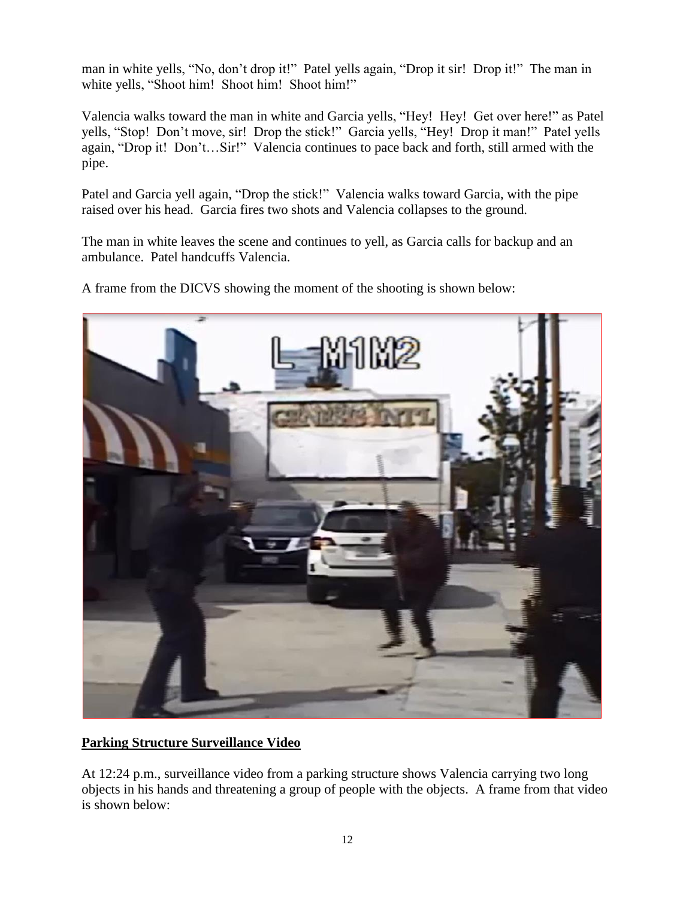man in white yells, "No, don't drop it!" Patel yells again, "Drop it sir! Drop it!" The man in white yells, "Shoot him! Shoot him! Shoot him!"

Valencia walks toward the man in white and Garcia yells, "Hey! Hey! Get over here!" as Patel yells, "Stop! Don't move, sir! Drop the stick!" Garcia yells, "Hey! Drop it man!" Patel yells again, "Drop it! Don't…Sir!" Valencia continues to pace back and forth, still armed with the pipe.

Patel and Garcia yell again, "Drop the stick!" Valencia walks toward Garcia, with the pipe raised over his head. Garcia fires two shots and Valencia collapses to the ground.

The man in white leaves the scene and continues to yell, as Garcia calls for backup and an ambulance. Patel handcuffs Valencia.

A frame from the DICVS showing the moment of the shooting is shown below:

**Parking Structure Surveillance Video**

At 12:24 p.m., surveillance video from a parking structure shows Valencia carrying two long objects in his hands and threatening a group of people with the objects. A frame from that video is shown below: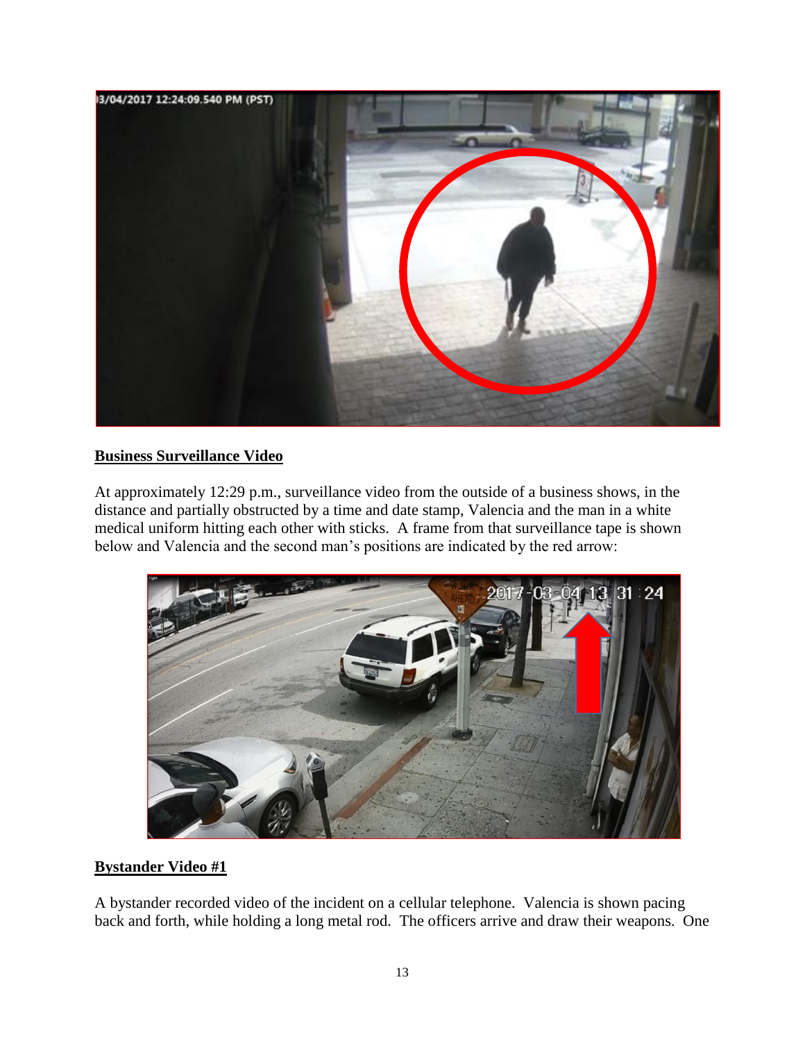## **Business Surveillance Video**

At approximately 12:29 p.m., surveillance video from the outside of a business shows, in the distance and partially obstructed by a time and date stamp, Valencia and the man in a white medical uniform hitting each other with sticks. A frame from that surveillance tape is shown below and Valencia and the second man's positions are indicated by the red arrow:

## **Bystander Video #1**

A bystander recorded video of the incident on a cellular telephone. Valencia is shown pacing back and forth, while holding a long metal rod. The officers arrive and draw their weapons. One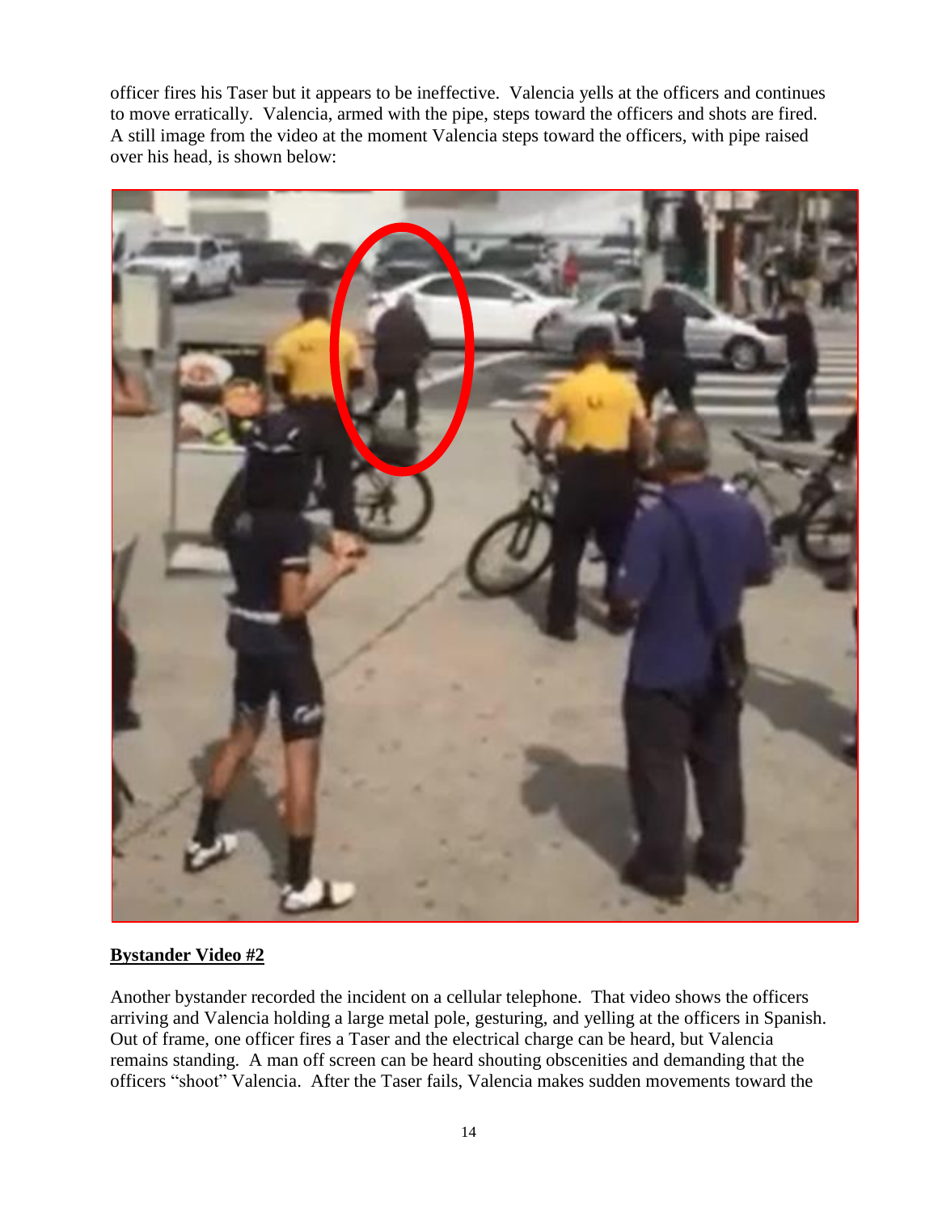officer fires his Taser but it appears to be ineffective. Valencia yells at the officers and continues to move erratically. Valencia, armed with the pipe, steps toward the officers and shots are fired. A still image from the video at the moment Valencia steps toward the officers, with pipe raised over his head, is shown below:

**Bystander Video #2**

Another bystander recorded the incident on a cellular telephone. That video shows the officers arriving and Valencia holding a large metal pole, gesturing, and yelling at the officers in Spanish. Out of frame, one officer fires a Taser and the electrical charge can be heard, but Valencia remains standing. A man off screen can be heard shouting obscenities and demanding that the officers "shoot" Valencia. After the Taser fails, Valencia makes sudden movements toward the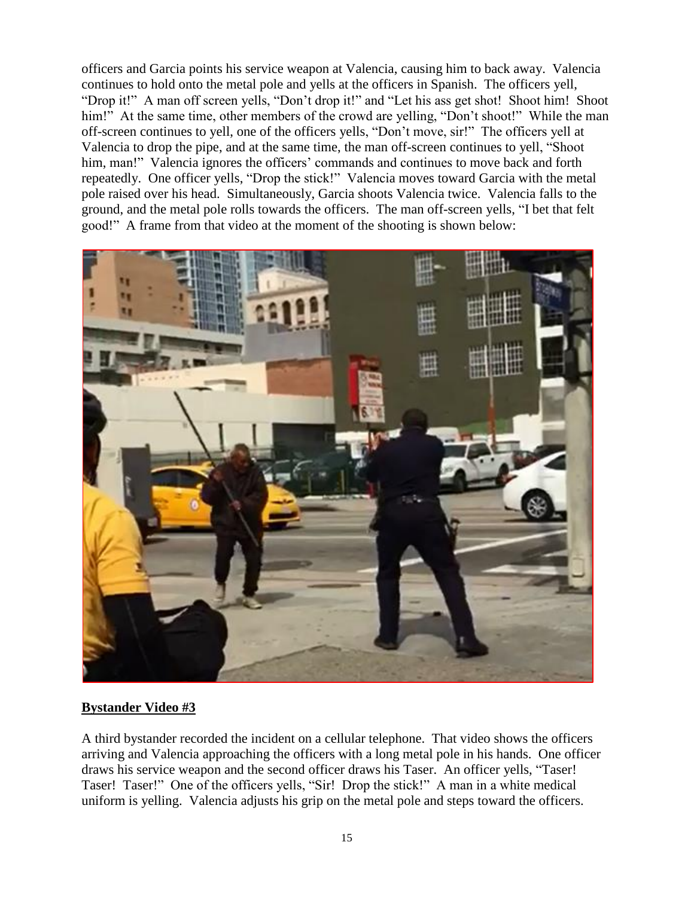officers and Garcia points his service weapon at Valencia, causing him to back away. Valencia continues to hold onto the metal pole and yells at the officers in Spanish. The officers yell, "Drop it!" A man off screen yells, "Don't drop it!" and "Let his ass get shot! Shoot him! Shoot him!" At the same time, other members of the crowd are yelling, "Don't shoot!" While the man off-screen continues to yell, one of the officers yells, "Don't move, sir!" The officers yell at Valencia to drop the pipe, and at the same time, the man off-screen continues to yell, "Shoot him, man!" Valencia ignores the officers' commands and continues to move back and forth repeatedly. One officer yells, "Drop the stick!" Valencia moves toward Garcia with the metal pole raised over his head. Simultaneously, Garcia shoots Valencia twice. Valencia falls to the ground, and the metal pole rolls towards the officers. The man off-screen yells, "I bet that felt good!" A frame from that video at the moment of the shooting is shown below:

**Bystander Video #3**

A third bystander recorded the incident on a cellular telephone. That video shows the officers arriving and Valencia approaching the officers with a long metal pole in his hands. One officer draws his service weapon and the second officer draws his Taser. An officer yells, "Taser! Taser! Taser!" One of the officers yells, "Sir! Drop the stick!" A man in a white medical uniform is yelling. Valencia adjusts his grip on the metal pole and steps toward the officers.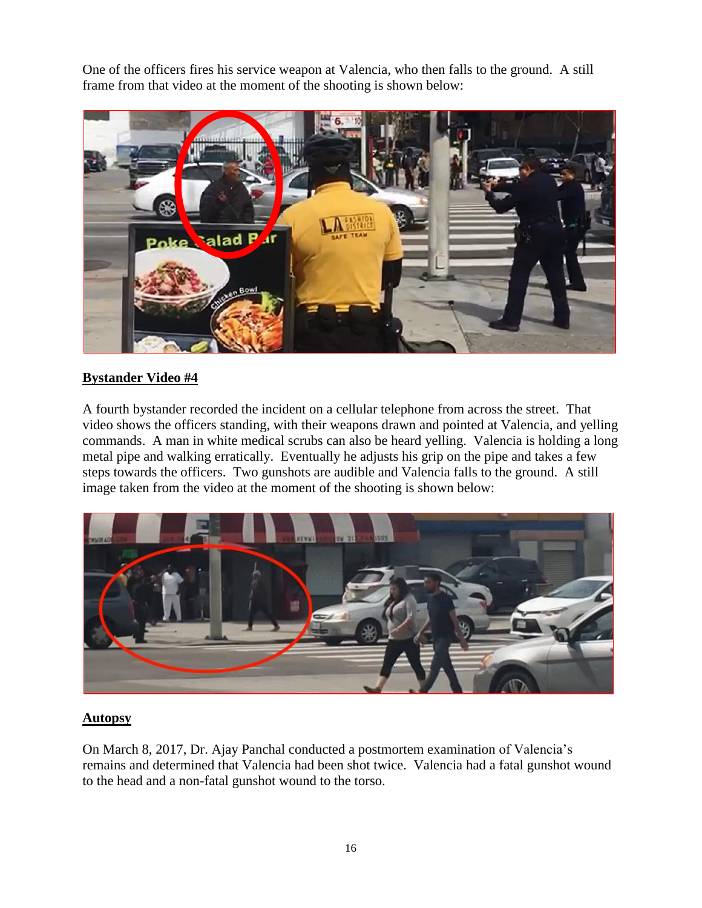One of the officers fires his service weapon at Valencia, who then falls to the ground. A still frame from that video at the moment of the shooting is shown below:

**Bystander Video #4**

A fourth bystander recorded the incident on a cellular telephone from across the street. That video shows the officers standing, with their weapons drawn and pointed at Valencia, and yelling commands. A man in white medical scrubs can also be heard yelling. Valencia is holding a long metal pipe and walking erratically. Eventually he adjusts his grip on the pipe and takes a few steps towards the officers. Two gunshots are audible and Valencia falls to the ground. A still image taken from the video at the moment of the shooting is shown below:

**Autopsy**

On March 8, 2017, Dr. Ajay Panchal conducted a postmortem examination of Valencia's remains and determined that Valencia had been shot twice. Valencia had a fatal gunshot wound to the head and a non-fatal gunshot wound to the torso.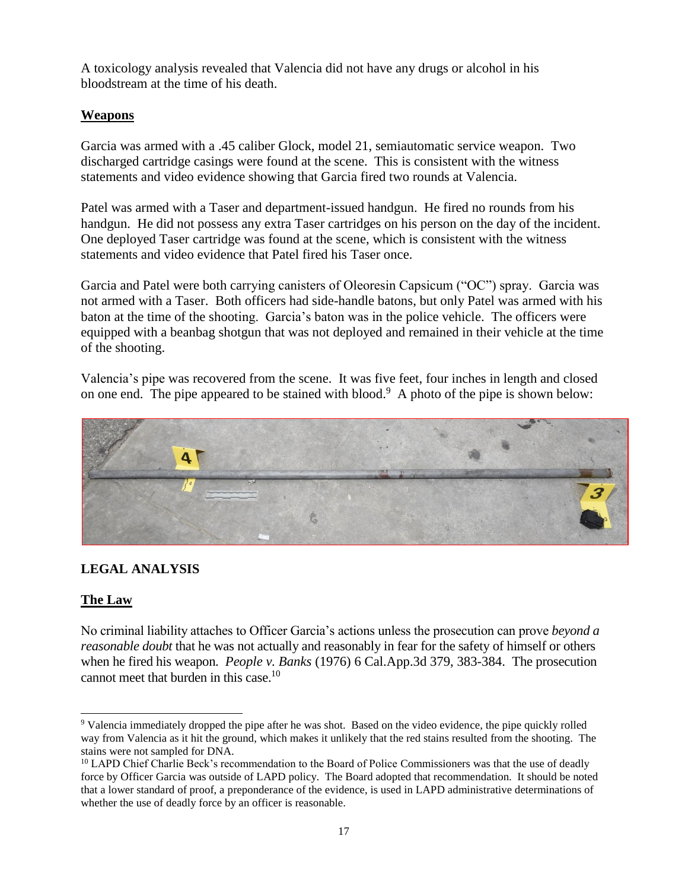A toxicology analysis revealed that Valencia did not have any drugs or alcohol in his bloodstream at the time of his death.

## Weapons

Garcia was armed with a .45 caliber Glock, model 21, semiautomatic service weapon. Two discharged cartridge casings were found at the scene. This is consistent with the witness statements and video evidence showing that Garcia fired two rounds at Valencia.

Patel was armed with a Taser and department-issued handgun. He fired no rounds from his handgun. He did not possess any extra Taser cartridges on his person on the day of the incident. One deployed Taser cartridge was found at the scene, which is consistent with the witness statements and video evidence that Patel fired his Taser once.

Garcia and Patel were both carrying canisters of Oleoresin Capsicum ("OC") spray. Garcia was not armed with a Taser. Both officers had side-handle batons, but only Patel was armed with his baton at the time of the shooting. Garcia's baton was in the police vehicle. The officers were equipped with a beanbag shotgun that was not deployed and remained in their vehicle at the time of the shooting.

Valencia's pipe was recovered from the scene. It was five feet, four inches in length and closed on one end. The pipe appeared to be stained with blood.[9] A photo of the pipe is shown below:

# LEGAL ANALYSIS

## The Law

No criminal liability attaches to Officer Garcia's actions unless the prosecution can prove *beyond a reasonable doubt* that he was not actually and reasonably in fear for the safety of himself or others when he fired his weapon. *People v. Banks* (1976) 6 Cal.App.3d 379, 383-384. The prosecution cannot meet that burden in this case.[10]

---

[9] Valencia immediately dropped the pipe after he was shot. Based on the video evidence, the pipe quickly rolled way from Valencia as it hit the ground, which makes it unlikely that the red stains resulted from the shooting. The stains were not sampled for DNA.

[10] LAPD Chief Charlie Beck's recommendation to the Board of Police Commissioners was that the use of deadly force by Officer Garcia was outside of LAPD policy. The Board adopted that recommendation. It should be noted that a lower standard of proof, a preponderance of the evidence, is used in LAPD administrative determinations of whether the use of deadly force by an officer is reasonable.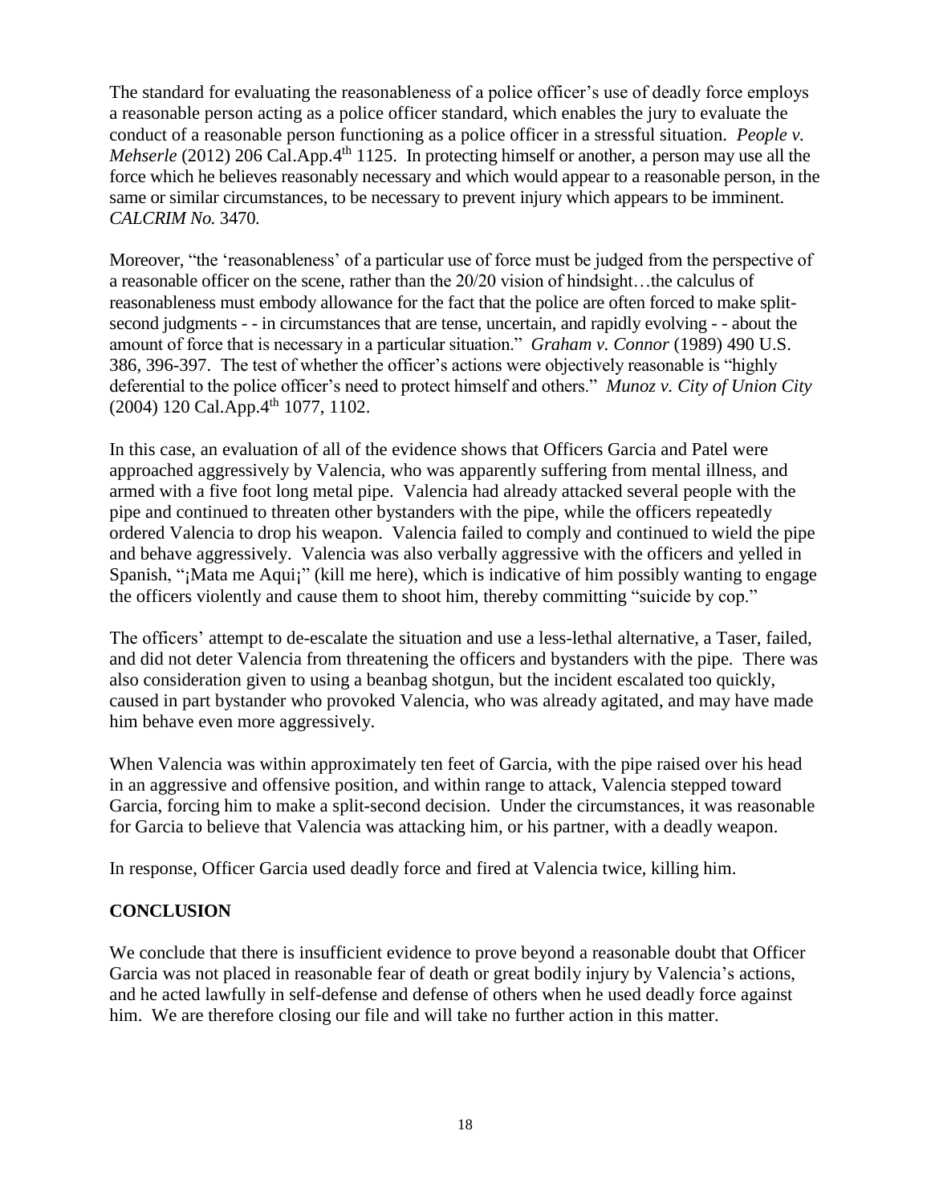The standard for evaluating the reasonableness of a police officer's use of deadly force employs a reasonable person acting as a police officer standard, which enables the jury to evaluate the conduct of a reasonable person functioning as a police officer in a stressful situation. *People v. Mehserle* (2012) 206 Cal.App.4th 1125. In protecting himself or another, a person may use all the force which he believes reasonably necessary and which would appear to a reasonable person, in the same or similar circumstances, to be necessary to prevent injury which appears to be imminent. *CALCRIM No.* 3470.

Moreover, "the 'reasonableness' of a particular use of force must be judged from the perspective of a reasonable officer on the scene, rather than the 20/20 vision of hindsight…the calculus of reasonableness must embody allowance for the fact that the police are often forced to make split-second judgments - - in circumstances that are tense, uncertain, and rapidly evolving - - about the amount of force that is necessary in a particular situation." *Graham v. Connor* (1989) 490 U.S. 386, 396-397. The test of whether the officer's actions were objectively reasonable is "highly deferential to the police officer's need to protect himself and others." *Munoz v. City of Union City* (2004) 120 Cal.App.4th 1077, 1102.

In this case, an evaluation of all of the evidence shows that Officers Garcia and Patel were approached aggressively by Valencia, who was apparently suffering from mental illness, and armed with a five foot long metal pipe. Valencia had already attacked several people with the pipe and continued to threaten other bystanders with the pipe, while the officers repeatedly ordered Valencia to drop his weapon. Valencia failed to comply and continued to wield the pipe and behave aggressively. Valencia was also verbally aggressive with the officers and yelled in Spanish, "¡Mata me Aqui¡" (kill me here), which is indicative of him possibly wanting to engage the officers violently and cause them to shoot him, thereby committing "suicide by cop."

The officers' attempt to de-escalate the situation and use a less-lethal alternative, a Taser, failed, and did not deter Valencia from threatening the officers and bystanders with the pipe. There was also consideration given to using a beanbag shotgun, but the incident escalated too quickly, caused in part bystander who provoked Valencia, who was already agitated, and may have made him behave even more aggressively.

When Valencia was within approximately ten feet of Garcia, with the pipe raised over his head in an aggressive and offensive position, and within range to attack, Valencia stepped toward Garcia, forcing him to make a split-second decision. Under the circumstances, it was reasonable for Garcia to believe that Valencia was attacking him, or his partner, with a deadly weapon.

In response, Officer Garcia used deadly force and fired at Valencia twice, killing him.

## CONCLUSION

We conclude that there is insufficient evidence to prove beyond a reasonable doubt that Officer Garcia was not placed in reasonable fear of death or great bodily injury by Valencia's actions, and he acted lawfully in self-defense and defense of others when he used deadly force against him. We are therefore closing our file and will take no further action in this matter.